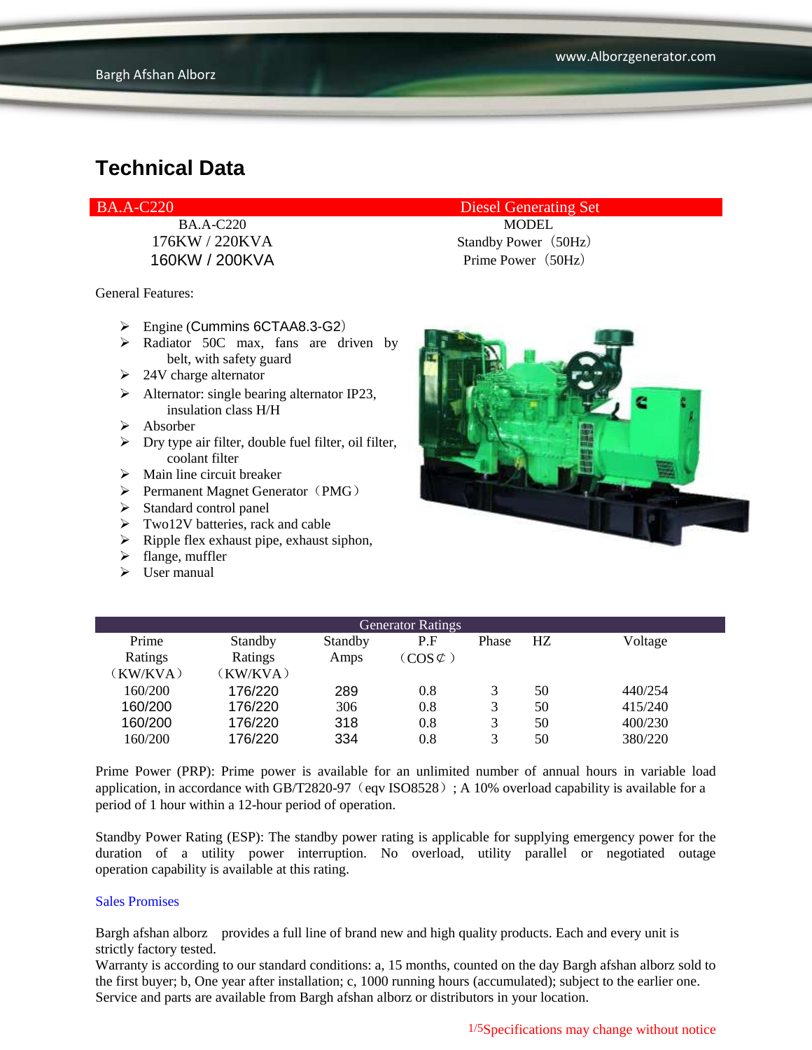# Technical Data

| BA.A-C220 | Diesel Generating Set |
| --- | --- |
| BA.A-C220 | MODEL |
| 176KW / 220KVA | Standby Power（50Hz） |
| 160KW / 200KVA | Prime Power（50Hz） |

General Features:

- Engine (Cummins 6CTAA8.3-G2）
- Radiator 50C max, fans are driven by belt, with safety guard
- 24V charge alternator
- Alternator: single bearing alternator IP23, insulation class H/H
- Absorber
- Dry type air filter, double fuel filter, oil filter, coolant filter
- Main line circuit breaker
- Permanent Magnet Generator（PMG）
- Standard control panel
- Two12V batteries, rack and cable
- Ripple flex exhaust pipe, exhaust siphon,
- flange, muffler
- User manual

| Generator Ratings | | | | | | |
| --- | --- | --- | --- | --- | --- | --- |
| Prime Ratings （KW/KVA） | Standby Ratings （KW/KVA） | Standby Amps | P.F （COS⊄） | Phase | HZ | Voltage |
| 160/200 | 176/220 | 289 | 0.8 | 3 | 50 | 440/254 |
| 160/200 | 176/220 | 306 | 0.8 | 3 | 50 | 415/240 |
| 160/200 | 176/220 | 318 | 0.8 | 3 | 50 | 400/230 |
| 160/200 | 176/220 | 334 | 0.8 | 3 | 50 | 380/220 |

Prime Power (PRP): Prime power is available for an unlimited number of annual hours in variable load application, in accordance with GB/T2820-97（eqv ISO8528）; A 10% overload capability is available for a period of 1 hour within a 12-hour period of operation.

Standby Power Rating (ESP): The standby power rating is applicable for supplying emergency power for the duration of a utility power interruption. No overload, utility parallel or negotiated outage operation capability is available at this rating.

Sales Promises

Bargh afshan alborz provides a full line of brand new and high quality products. Each and every unit is strictly factory tested.
Warranty is according to our standard conditions: a, 15 months, counted on the day Bargh afshan alborz sold to the first buyer; b, One year after installation; c, 1000 running hours (accumulated); subject to the earlier one.
Service and parts are available from Bargh afshan alborz or distributors in your location.

Specifications may change without notice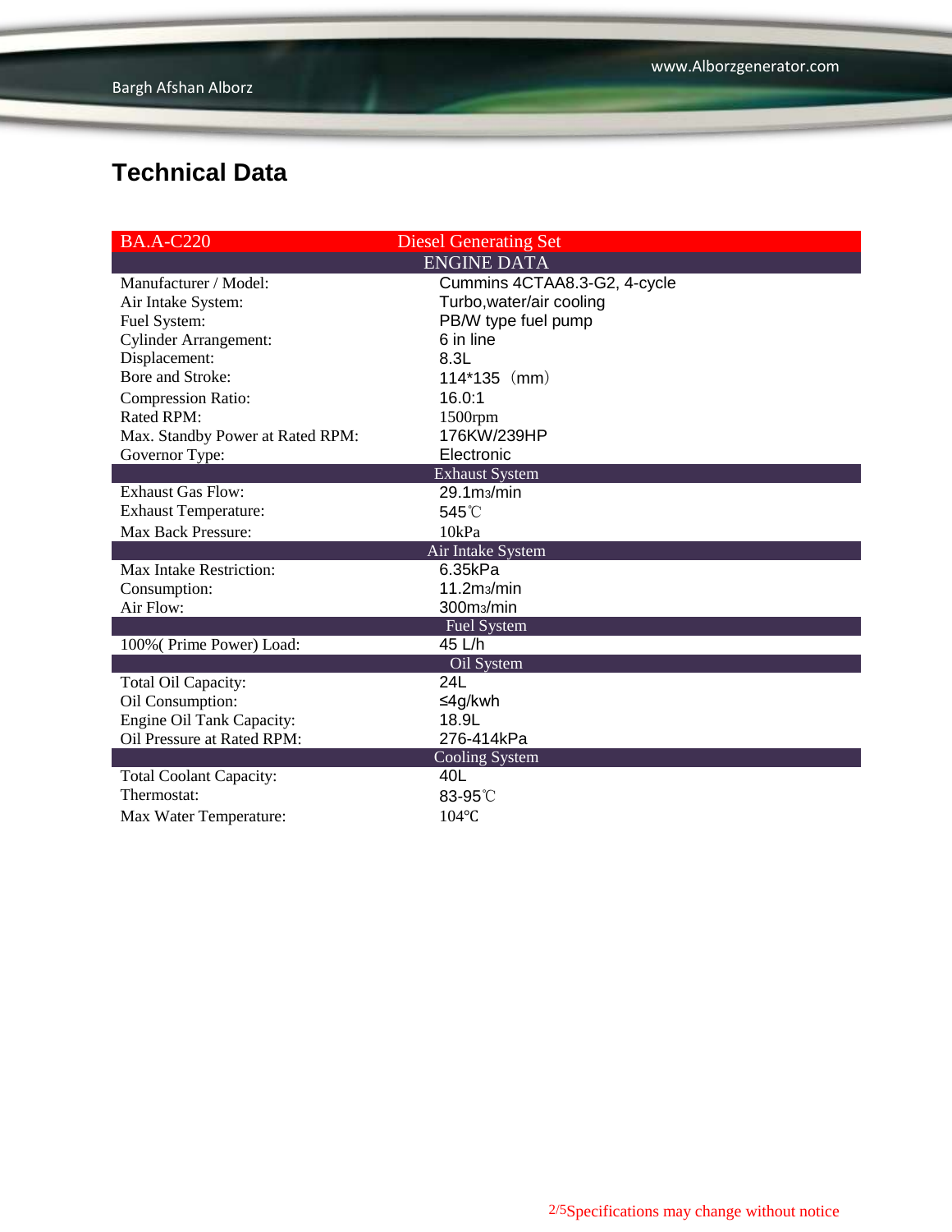## Technical Data

| BA.A-C220 | Diesel Generating Set |
|---|---|
| | ENGINE DATA |
| Manufacturer / Model: | Cummins 4CTAA8.3-G2, 4-cycle |
| Air Intake System: | Turbo,water/air cooling |
| Fuel System: | PB/W type fuel pump |
| Cylinder Arrangement: | 6 in line |
| Displacement: | 8.3L |
| Bore and Stroke: | 114*135（mm） |
| Compression Ratio: | 16.0:1 |
| Rated RPM: | 1500rpm |
| Max. Standby Power at Rated RPM: | 176KW/239HP |
| Governor Type: | Electronic |
| | Exhaust System |
| Exhaust Gas Flow: | 29.1m3/min |
| Exhaust Temperature: | 545℃ |
| Max Back Pressure: | 10kPa |
| | Air Intake System |
| Max Intake Restriction: | 6.35kPa |
| Consumption: | 11.2m3/min |
| Air Flow: | 300m3/min |
| | Fuel System |
| 100%( Prime Power) Load: | 45 L/h |
| | Oil System |
| Total Oil Capacity: | 24L |
| Oil Consumption: | ≤4g/kwh |
| Engine Oil Tank Capacity: | 18.9L |
| Oil Pressure at Rated RPM: | 276-414kPa |
| | Cooling System |
| Total Coolant Capacity: | 40L |
| Thermostat: | 83-95℃ |
| Max Water Temperature: | 104℃ |

Specifications may change without notice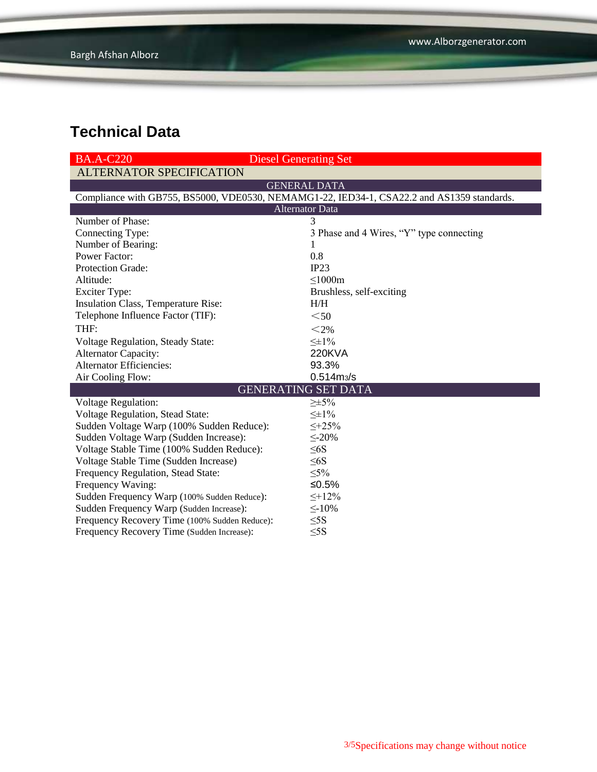# Technical Data

| BA.A-C220 | Diesel Generating Set |
|---|---|
| **ALTERNATOR SPECIFICATION** | |
| **GENERAL DATA** | |
| Compliance with GB755, BS5000, VDE0530, NEMAMG1-22, IED34-1, CSA22.2 and AS1359 standards. | |
| **Alternator Data** | |
| Number of Phase: | 3 |
| Connecting Type: | 3 Phase and 4 Wires, “Y” type connecting |
| Number of Bearing: | 1 |
| Power Factor: | 0.8 |
| Protection Grade: | IP23 |
| Altitude: | ≤1000m |
| Exciter Type: | Brushless, self-exciting |
| Insulation Class, Temperature Rise: | H/H |
| Telephone Influence Factor (TIF): | ＜50 |
| THF: | ＜2% |
| Voltage Regulation, Steady State: | ≤±1% |
| Alternator Capacity: | 220KVA |
| Alternator Efficiencies: | 93.3% |
| Air Cooling Flow: | 0.514m3/s |
| **GENERATING SET DATA** | |
| Voltage Regulation: | ≥±5% |
| Voltage Regulation, Stead State: | ≤±1% |
| Sudden Voltage Warp (100% Sudden Reduce): | ≤+25% |
| Sudden Voltage Warp (Sudden Increase): | ≤-20% |
| Voltage Stable Time (100% Sudden Reduce): | ≤6S |
| Voltage Stable Time (Sudden Increase) | ≤6S |
| Frequency Regulation, Stead State: | ≤5% |
| Frequency Waving: | ≤0.5% |
| Sudden Frequency Warp (100% Sudden Reduce): | ≤+12% |
| Sudden Frequency Warp (Sudden Increase): | ≤-10% |
| Frequency Recovery Time (100% Sudden Reduce): | ≤5S |
| Frequency Recovery Time (Sudden Increase): | ≤5S |

Specifications may change without notice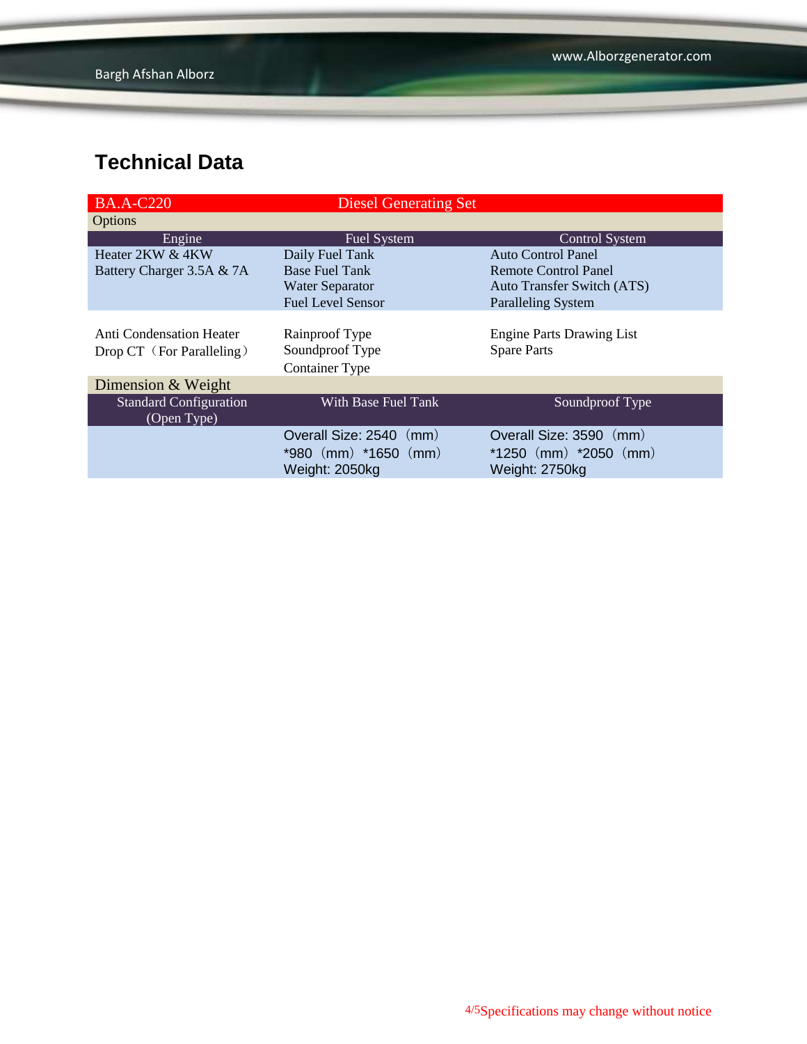## Technical Data

| BA.A-C220 | Diesel Generating Set | |
|---|---|---|
| Options | | |
| Engine | Fuel System | Control System |
| Heater 2KW & 4KW<br>Battery Charger 3.5A & 7A | Daily Fuel Tank<br>Base Fuel Tank<br>Water Separator<br>Fuel Level Sensor | Auto Control Panel<br>Remote Control Panel<br>Auto Transfer Switch (ATS)<br>Paralleling System |
| Anti Condensation Heater<br>Drop CT（For Paralleling） | Rainproof Type<br>Soundproof Type<br>Container Type | Engine Parts Drawing List<br>Spare Parts |
| Dimension & Weight | | |
| Standard Configuration (Open Type) | With Base Fuel Tank | Soundproof Type |
| | Overall Size: 2540（mm）*980（mm）*1650（mm）<br>Weight: 2050kg | Overall Size: 3590（mm）*1250（mm）*2050（mm）<br>Weight: 2750kg |

Specifications may change without notice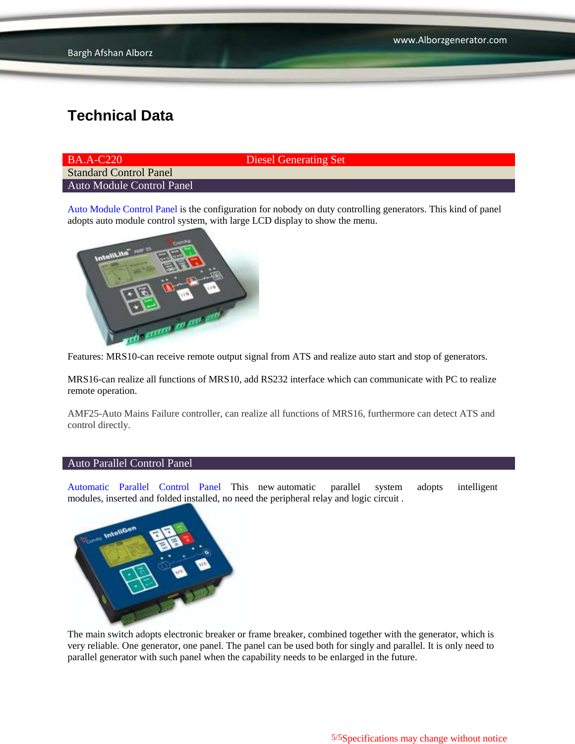## Technical Data

| | |
|---|---|
| BA.A-C220 | Diesel Generating Set |
| Standard Control Panel | |
| Auto Module Control Panel | |

Auto Module Control Panel is the configuration for nobody on duty controlling generators. This kind of panel adopts auto module control system, with large LCD display to show the menu.

Features: MRS10-can receive remote output signal from ATS and realize auto start and stop of generators.

MRS16-can realize all functions of MRS10, add RS232 interface which can communicate with PC to realize remote operation.

AMF25-Auto Mains Failure controller, can realize all functions of MRS16, furthermore can detect ATS and control directly.

### Auto Parallel Control Panel

Automatic Parallel Control Panel This new automatic parallel system adopts intelligent modules, inserted and folded installed, no need the peripheral relay and logic circuit .

The main switch adopts electronic breaker or frame breaker, combined together with the generator, which is very reliable. One generator, one panel. The panel can be used both for singly and parallel. It is only need to parallel generator with such panel when the capability needs to be enlarged in the future.

Specifications may change without notice